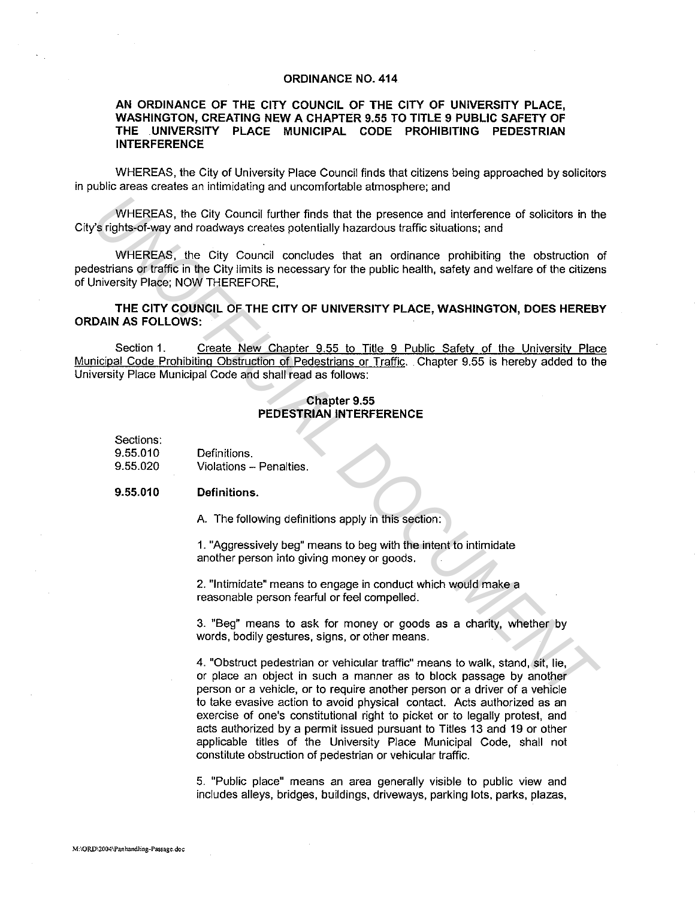**ORDINANCE NO. 414**

**AN ORDINANCE OF THE CITY COUNCIL OF THE CITY OF UNIVERSITY PLACE, WASHINGTON, CREATING NEW A CHAPTER 9.55 TO TITLE 9 PUBLIC SAFETY OF THE UNIVERSITY PLACE MUNICIPAL CODE PROHIBITING PEDESTRIAN INTERFERENCE**

WHEREAS, the City of University Place Council finds that citizens being approached by solicitors in public areas creates an intimidating and uncomfortable atmosphere; and

WHEREAS, the City Council further finds that the presence and interference of solicitors in the City's rights-of-way and roadways creates potentially hazardous traffic situations; and

WHEREAS, the City Council concludes that an ordinance prohibiting the obstruction of pedestrians or traffic in the City limits is necessary for the public health, safety and welfare of the citizens of University Place; NOW THEREFORE,

**THE CITY COUNCIL OF THE CITY OF UNIVERSITY PLACE, WASHINGTON, DOES HEREBY ORDAIN AS FOLLOWS:**

Section 1. Create New Chapter 9.55 to Title 9 Public Safety of the University Place Municipal Code Prohibiting Obstruction of Pedestrians or Traffic. Chapter 9.55 is hereby added to the University Place Municipal Code and shall read as follows:

**Chapter 9.55**
**PEDESTRIAN INTERFERENCE**

Sections:

9.55.010 Definitions.
9.55.020 Violations – Penalties.

**9.55.010 Definitions.**

A. The following definitions apply in this section:

1. "Aggressively beg" means to beg with the intent to intimidate another person into giving money or goods.

2. "Intimidate" means to engage in conduct which would make a reasonable person fearful or feel compelled.

3. "Beg" means to ask for money or goods as a charity, whether by words, bodily gestures, signs, or other means.

4. "Obstruct pedestrian or vehicular traffic" means to walk, stand, sit, lie, or place an object in such a manner as to block passage by another person or a vehicle, or to require another person or a driver of a vehicle to take evasive action to avoid physical contact. Acts authorized as an exercise of one's constitutional right to picket or to legally protest, and acts authorized by a permit issued pursuant to Titles 13 and 19 or other applicable titles of the University Place Municipal Code, shall not constitute obstruction of pedestrian or vehicular traffic.

5. "Public place" means an area generally visible to public view and includes alleys, bridges, buildings, driveways, parking lots, parks, plazas,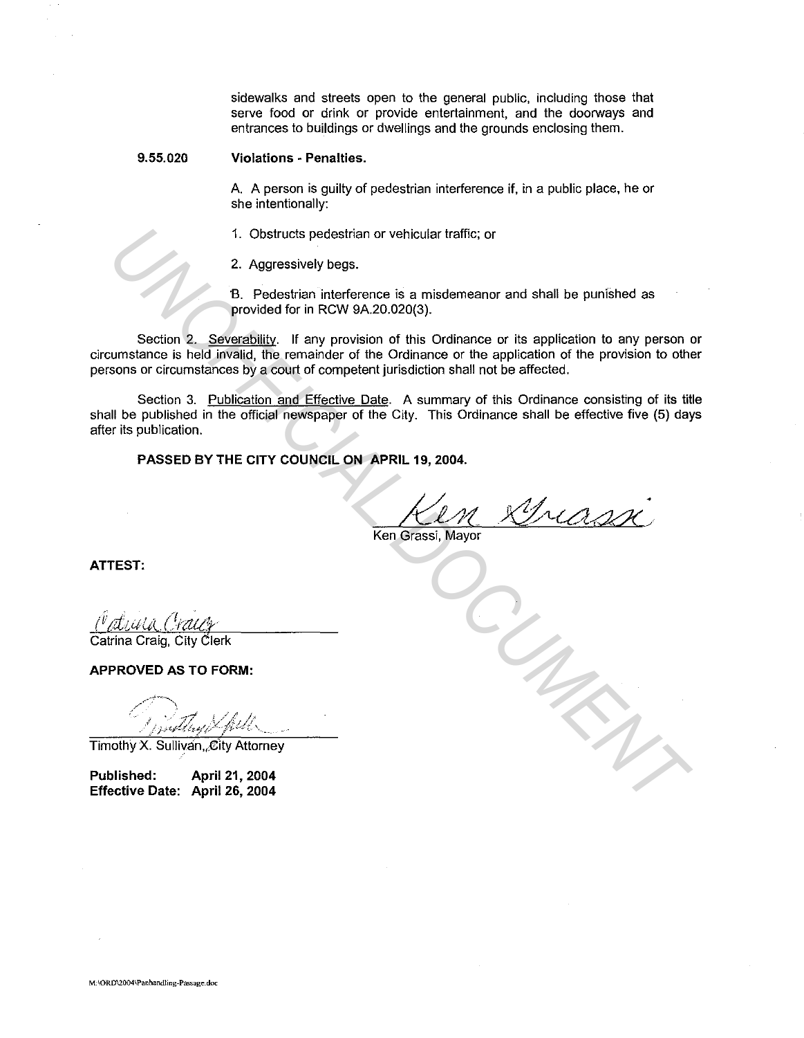sidewalks and streets open to the general public, including those that serve food or drink or provide entertainment, and the doorways and entrances to buildings or dwellings and the grounds enclosing them.

**9.55.020 Violations - Penalties.**

A. A person is guilty of pedestrian interference if, in a public place, he or she intentionally:

1. Obstructs pedestrian or vehicular traffic; or

2. Aggressively begs.

B. Pedestrian interference is a misdemeanor and shall be punished as provided for in RCW 9A.20.020(3).

Section 2. Severability. If any provision of this Ordinance or its application to any person or circumstance is held invalid, the remainder of the Ordinance or the application of the provision to other persons or circumstances by a court of competent jurisdiction shall not be affected.

Section 3. Publication and Effective Date. A summary of this Ordinance consisting of its title shall be published in the official newspaper of the City. This Ordinance shall be effective five (5) days after its publication.

**PASSED BY THE CITY COUNCIL ON APRIL 19, 2004.**

Ken Grassi

Ken Grassi, Mayor

**ATTEST:**

Catrina Craig

Catrina Craig, City Clerk

**APPROVED AS TO FORM:**

Timothy X. Sullivan

Timothy X. Sullivan, City Attorney

**Published:** **April 21, 2004**
**Effective Date:** **April 26, 2004**

M:\ORD\2004\Panhandling-Passage.doc